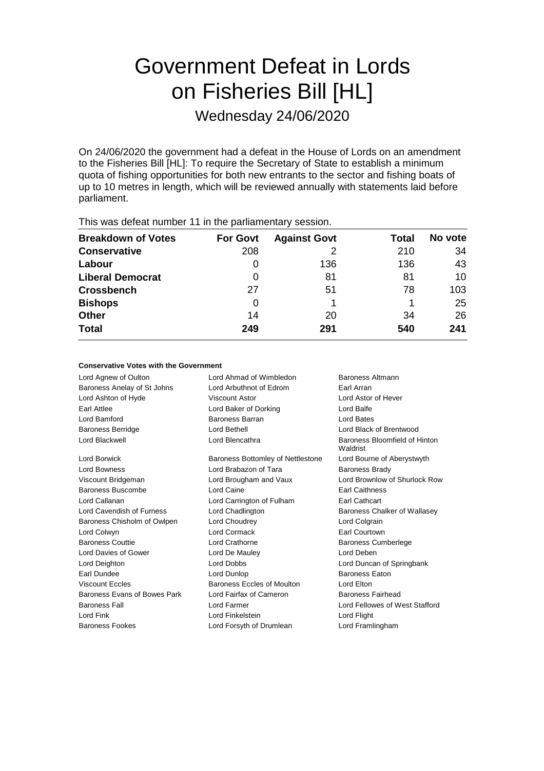# Government Defeat in Lords on Fisheries Bill [HL]

Wednesday 24/06/2020

On 24/06/2020 the government had a defeat in the House of Lords on an amendment to the Fisheries Bill [HL]: To require the Secretary of State to establish a minimum quota of fishing opportunities for both new entrants to the sector and fishing boats of up to 10 metres in length, which will be reviewed annually with statements laid before parliament.

This was defeat number 11 in the parliamentary session.

| Breakdown of Votes | For Govt | Against Govt | Total | No vote |
| --- | --- | --- | --- | --- |
| **Conservative** | 208 | 2 | 210 | 34 |
| **Labour** | 0 | 136 | 136 | 43 |
| **Liberal Democrat** | 0 | 81 | 81 | 10 |
| **Crossbench** | 27 | 51 | 78 | 103 |
| **Bishops** | 0 | 1 | 1 | 25 |
| **Other** | 14 | 20 | 34 | 26 |
| **Total** | **249** | **291** | **540** | **241** |

#### Conservative Votes with the Government

| | | |
| --- | --- | --- |
| Lord Agnew of Oulton | Lord Ahmad of Wimbledon | Baroness Altmann |
| Baroness Anelay of St Johns | Lord Arbuthnot of Edrom | Earl Arran |
| Lord Ashton of Hyde | Viscount Astor | Lord Astor of Hever |
| Earl Attlee | Lord Baker of Dorking | Lord Balfe |
| Lord Bamford | Baroness Barran | Lord Bates |
| Baroness Berridge | Lord Bethell | Lord Black of Brentwood |
| Lord Blackwell | Lord Blencathra | Baroness Bloomfield of Hinton Waldrist |
| Lord Borwick | Baroness Bottomley of Nettlestone | Lord Bourne of Aberystwyth |
| Lord Bowness | Lord Brabazon of Tara | Baroness Brady |
| Viscount Bridgeman | Lord Brougham and Vaux | Lord Brownlow of Shurlock Row |
| Baroness Buscombe | Lord Caine | Earl Caithness |
| Lord Callanan | Lord Carrington of Fulham | Earl Cathcart |
| Lord Cavendish of Furness | Lord Chadlington | Baroness Chalker of Wallasey |
| Baroness Chisholm of Owlpen | Lord Choudrey | Lord Colgrain |
| Lord Colwyn | Lord Cormack | Earl Courtown |
| Baroness Couttie | Lord Crathorne | Baroness Cumberlege |
| Lord Davies of Gower | Lord De Mauley | Lord Deben |
| Lord Deighton | Lord Dobbs | Lord Duncan of Springbank |
| Earl Dundee | Lord Dunlop | Baroness Eaton |
| Viscount Eccles | Baroness Eccles of Moulton | Lord Elton |
| Baroness Evans of Bowes Park | Lord Fairfax of Cameron | Baroness Fairhead |
| Baroness Fall | Lord Farmer | Lord Fellowes of West Stafford |
| Lord Fink | Lord Finkelstein | Lord Flight |
| Baroness Fookes | Lord Forsyth of Drumlean | Lord Framlingham |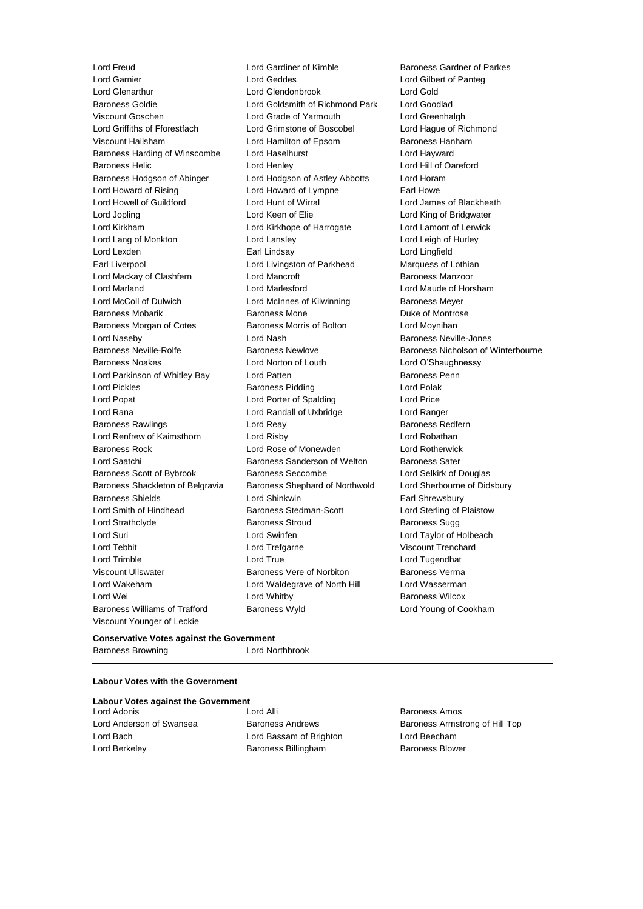Lord Freud
Lord Gardiner of Kimble
Baroness Gardner of Parkes
Lord Garnier
Lord Geddes
Lord Gilbert of Panteg
Lord Glenarthur
Lord Glendonbrook
Lord Gold
Baroness Goldie
Lord Goldsmith of Richmond Park
Lord Goodlad
Viscount Goschen
Lord Grade of Yarmouth
Lord Greenhalgh
Lord Griffiths of Fforestfach
Lord Grimstone of Boscobel
Lord Hague of Richmond
Viscount Hailsham
Lord Hamilton of Epsom
Baroness Hanham
Baroness Harding of Winscombe
Lord Haselhurst
Lord Hayward
Baroness Helic
Lord Henley
Lord Hill of Oareford
Baroness Hodgson of Abinger
Lord Hodgson of Astley Abbotts
Lord Horam
Lord Howard of Rising
Lord Howard of Lympne
Earl Howe
Lord Howell of Guildford
Lord Hunt of Wirral
Lord James of Blackheath
Lord Jopling
Lord Keen of Elie
Lord King of Bridgwater
Lord Kirkham
Lord Kirkhope of Harrogate
Lord Lamont of Lerwick
Lord Lang of Monkton
Lord Lansley
Lord Leigh of Hurley
Lord Lexden
Earl Lindsay
Lord Lingfield
Earl Liverpool
Lord Livingston of Parkhead
Marquess of Lothian
Lord Mackay of Clashfern
Lord Mancroft
Baroness Manzoor
Lord Marland
Lord Marlesford
Lord Maude of Horsham
Lord McColl of Dulwich
Lord McInnes of Kilwinning
Baroness Meyer
Baroness Mobarik
Baroness Mone
Duke of Montrose
Baroness Morgan of Cotes
Baroness Morris of Bolton
Lord Moynihan
Lord Naseby
Lord Nash
Baroness Neville-Jones
Baroness Neville-Rolfe
Baroness Newlove
Baroness Nicholson of Winterbourne
Baroness Noakes
Lord Norton of Louth
Lord O'Shaughnessy
Lord Parkinson of Whitley Bay
Lord Patten
Baroness Penn
Lord Pickles
Baroness Pidding
Lord Polak
Lord Popat
Lord Porter of Spalding
Lord Price
Lord Rana
Lord Randall of Uxbridge
Lord Ranger
Baroness Rawlings
Lord Reay
Baroness Redfern
Lord Renfrew of Kaimsthorn
Lord Risby
Lord Robathan
Baroness Rock
Lord Rose of Monewden
Lord Rotherwick
Lord Saatchi
Baroness Sanderson of Welton
Baroness Sater
Baroness Scott of Bybrook
Baroness Seccombe
Lord Selkirk of Douglas
Baroness Shackleton of Belgravia
Baroness Shephard of Northwold
Lord Sherbourne of Didsbury
Baroness Shields
Lord Shinkwin
Earl Shrewsbury
Lord Smith of Hindhead
Baroness Stedman-Scott
Lord Sterling of Plaistow
Lord Strathclyde
Baroness Stroud
Baroness Sugg
Lord Suri
Lord Swinfen
Lord Taylor of Holbeach
Lord Tebbit
Lord Trefgarne
Viscount Trenchard
Lord Trimble
Lord True
Lord Tugendhat
Viscount Ullswater
Baroness Vere of Norbiton
Baroness Verma
Lord Wakeham
Lord Waldegrave of North Hill
Lord Wasserman
Lord Wei
Lord Whitby
Baroness Wilcox
Baroness Williams of Trafford
Baroness Wyld
Lord Young of Cookham
Viscount Younger of Leckie

**Conservative Votes against the Government**

Baroness Browning
Lord Northbrook

---

**Labour Votes with the Government**

**Labour Votes against the Government**

Lord Adonis
Lord Alli
Baroness Amos
Lord Anderson of Swansea
Baroness Andrews
Baroness Armstrong of Hill Top
Lord Bach
Lord Bassam of Brighton
Lord Beecham
Lord Berkeley
Baroness Billingham
Baroness Blower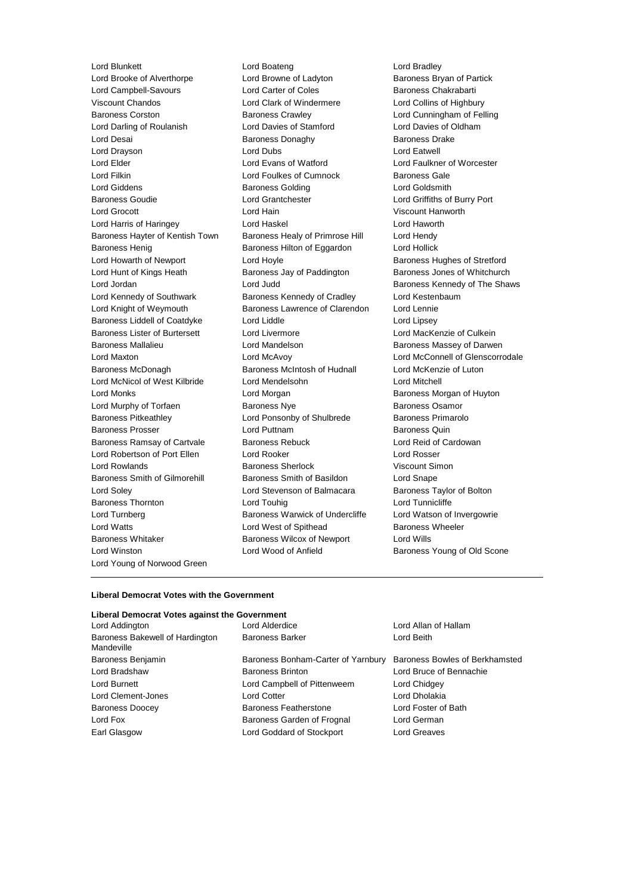Lord Blunkett
Lord Boateng
Lord Bradley
Lord Brooke of Alverthorpe
Lord Browne of Ladyton
Baroness Bryan of Partick
Lord Campbell-Savours
Lord Carter of Coles
Baroness Chakrabarti
Viscount Chandos
Lord Clark of Windermere
Lord Collins of Highbury
Baroness Corston
Baroness Crawley
Lord Cunningham of Felling
Lord Darling of Roulanish
Lord Davies of Stamford
Lord Davies of Oldham
Lord Desai
Baroness Donaghy
Baroness Drake
Lord Drayson
Lord Dubs
Lord Eatwell
Lord Elder
Lord Evans of Watford
Lord Faulkner of Worcester
Lord Filkin
Lord Foulkes of Cumnock
Baroness Gale
Lord Giddens
Baroness Golding
Lord Goldsmith
Baroness Goudie
Lord Grantchester
Lord Griffiths of Burry Port
Lord Grocott
Lord Hain
Viscount Hanworth
Lord Harris of Haringey
Lord Haskel
Lord Haworth
Baroness Hayter of Kentish Town
Baroness Healy of Primrose Hill
Lord Hendy
Baroness Henig
Baroness Hilton of Eggardon
Lord Hollick
Lord Howarth of Newport
Lord Hoyle
Baroness Hughes of Stretford
Lord Hunt of Kings Heath
Baroness Jay of Paddington
Baroness Jones of Whitchurch
Lord Jordan
Lord Judd
Baroness Kennedy of The Shaws
Lord Kennedy of Southwark
Baroness Kennedy of Cradley
Lord Kestenbaum
Lord Knight of Weymouth
Baroness Lawrence of Clarendon
Lord Lennie
Baroness Liddell of Coatdyke
Lord Liddle
Lord Lipsey
Baroness Lister of Burtersett
Lord Livermore
Lord MacKenzie of Culkein
Baroness Mallalieu
Lord Mandelson
Baroness Massey of Darwen
Lord Maxton
Lord McAvoy
Lord McConnell of Glenscorrodale
Baroness McDonagh
Baroness McIntosh of Hudnall
Lord McKenzie of Luton
Lord McNicol of West Kilbride
Lord Mendelsohn
Lord Mitchell
Lord Monks
Lord Morgan
Baroness Morgan of Huyton
Lord Murphy of Torfaen
Baroness Nye
Baroness Osamor
Baroness Pitkeathley
Lord Ponsonby of Shulbrede
Baroness Primarolo
Baroness Prosser
Lord Puttnam
Baroness Quin
Baroness Ramsay of Cartvale
Baroness Rebuck
Lord Reid of Cardowan
Lord Robertson of Port Ellen
Lord Rooker
Lord Rosser
Lord Rowlands
Baroness Sherlock
Viscount Simon
Baroness Smith of Gilmorehill
Baroness Smith of Basildon
Lord Snape
Lord Soley
Lord Stevenson of Balmacara
Baroness Taylor of Bolton
Baroness Thornton
Lord Touhig
Lord Tunnicliffe
Lord Turnberg
Baroness Warwick of Undercliffe
Lord Watson of Invergowrie
Lord Watts
Lord West of Spithead
Baroness Wheeler
Baroness Whitaker
Baroness Wilcox of Newport
Lord Wills
Lord Winston
Lord Wood of Anfield
Baroness Young of Old Scone
Lord Young of Norwood Green

---

**Liberal Democrat Votes with the Government**

**Liberal Democrat Votes against the Government**

Lord Addington
Lord Alderdice
Lord Allan of Hallam
Baroness Bakewell of Hardington Mandeville
Baroness Barker
Lord Beith
Baroness Benjamin
Baroness Bonham-Carter of Yarnbury
Baroness Bowles of Berkhamsted
Lord Bradshaw
Baroness Brinton
Lord Bruce of Bennachie
Lord Burnett
Lord Campbell of Pittenweem
Lord Chidgey
Lord Clement-Jones
Lord Cotter
Lord Dholakia
Baroness Doocey
Baroness Featherstone
Lord Foster of Bath
Lord Fox
Baroness Garden of Frognal
Lord German
Earl Glasgow
Lord Goddard of Stockport
Lord Greaves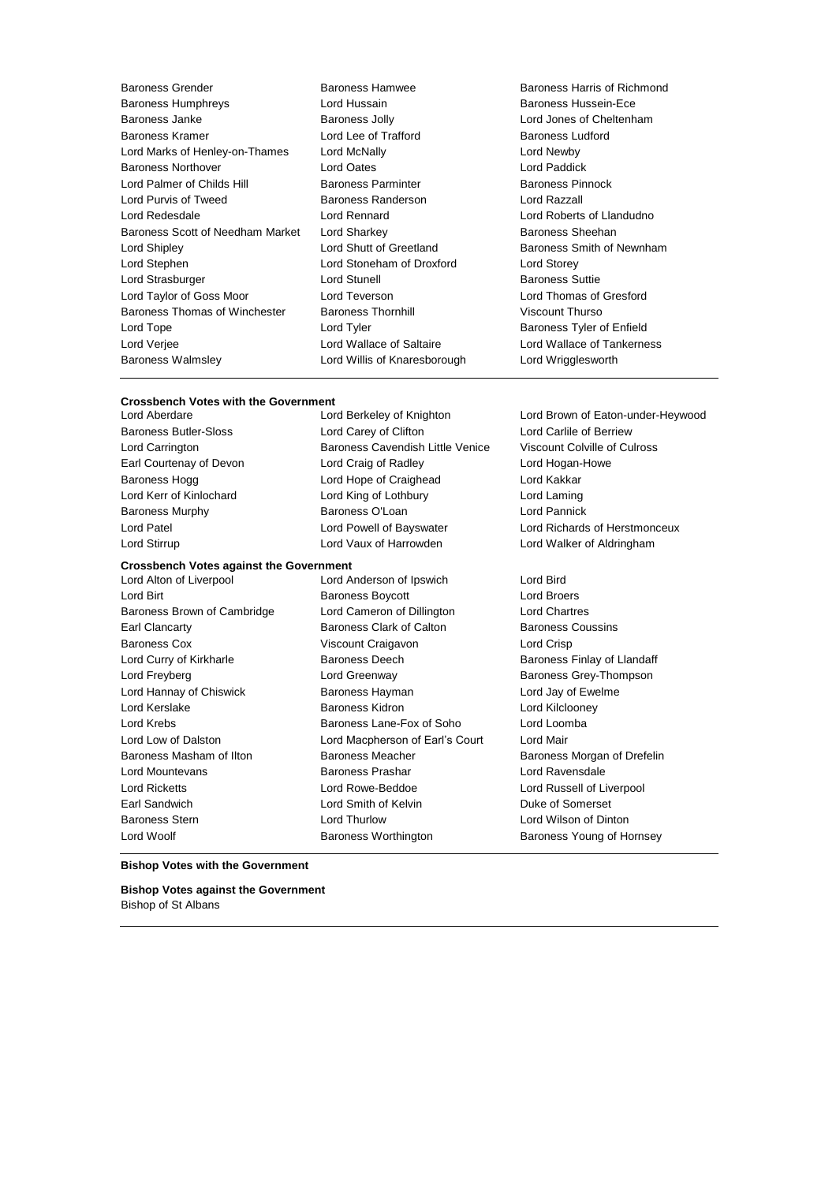Baroness Grender
Baroness Hamwee
Baroness Harris of Richmond
Baroness Humphreys
Lord Hussain
Baroness Hussein-Ece
Baroness Janke
Baroness Jolly
Lord Jones of Cheltenham
Baroness Kramer
Lord Lee of Trafford
Baroness Ludford
Lord Marks of Henley-on-Thames
Lord McNally
Lord Newby
Baroness Northover
Lord Oates
Lord Paddick
Lord Palmer of Childs Hill
Baroness Parminter
Baroness Pinnock
Lord Purvis of Tweed
Baroness Randerson
Lord Razzall
Lord Redesdale
Lord Rennard
Lord Roberts of Llandudno
Baroness Scott of Needham Market
Lord Sharkey
Baroness Sheehan
Lord Shipley
Lord Shutt of Greetland
Baroness Smith of Newnham
Lord Stephen
Lord Stoneham of Droxford
Lord Storey
Lord Strasburger
Lord Stunell
Baroness Suttie
Lord Taylor of Goss Moor
Lord Teverson
Lord Thomas of Gresford
Baroness Thomas of Winchester
Baroness Thornhill
Viscount Thurso
Lord Tope
Lord Tyler
Baroness Tyler of Enfield
Lord Verjee
Lord Wallace of Saltaire
Lord Wallace of Tankerness
Baroness Walmsley
Lord Willis of Knaresborough
Lord Wrigglesworth

---

**Crossbench Votes with the Government**

Lord Aberdare
Lord Berkeley of Knighton
Lord Brown of Eaton-under-Heywood
Baroness Butler-Sloss
Lord Carey of Clifton
Lord Carlile of Berriew
Lord Carrington
Baroness Cavendish Little Venice
Viscount Colville of Culross
Earl Courtenay of Devon
Lord Craig of Radley
Lord Hogan-Howe
Baroness Hogg
Lord Hope of Craighead
Lord Kakkar
Lord Kerr of Kinlochard
Lord King of Lothbury
Lord Laming
Baroness Murphy
Baroness O'Loan
Lord Pannick
Lord Patel
Lord Powell of Bayswater
Lord Richards of Herstmonceux
Lord Stirrup
Lord Vaux of Harrowden
Lord Walker of Aldringham

**Crossbench Votes against the Government**

Lord Alton of Liverpool
Lord Anderson of Ipswich
Lord Bird
Lord Birt
Baroness Boycott
Lord Broers
Baroness Brown of Cambridge
Lord Cameron of Dillington
Lord Chartres
Earl Clancarty
Baroness Clark of Calton
Baroness Coussins
Baroness Cox
Viscount Craigavon
Lord Crisp
Lord Curry of Kirkharle
Baroness Deech
Baroness Finlay of Llandaff
Lord Freyberg
Lord Greenway
Baroness Grey-Thompson
Lord Hannay of Chiswick
Baroness Hayman
Lord Jay of Ewelme
Lord Kerslake
Baroness Kidron
Lord Kilclooney
Lord Krebs
Baroness Lane-Fox of Soho
Lord Loomba
Lord Low of Dalston
Lord Macpherson of Earl's Court
Lord Mair
Baroness Masham of Ilton
Baroness Meacher
Baroness Morgan of Drefelin
Lord Mountevans
Baroness Prashar
Lord Ravensdale
Lord Ricketts
Lord Rowe-Beddoe
Lord Russell of Liverpool
Earl Sandwich
Lord Smith of Kelvin
Duke of Somerset
Baroness Stern
Lord Thurlow
Lord Wilson of Dinton
Lord Woolf
Baroness Worthington
Baroness Young of Hornsey

---

**Bishop Votes with the Government**

**Bishop Votes against the Government**

Bishop of St Albans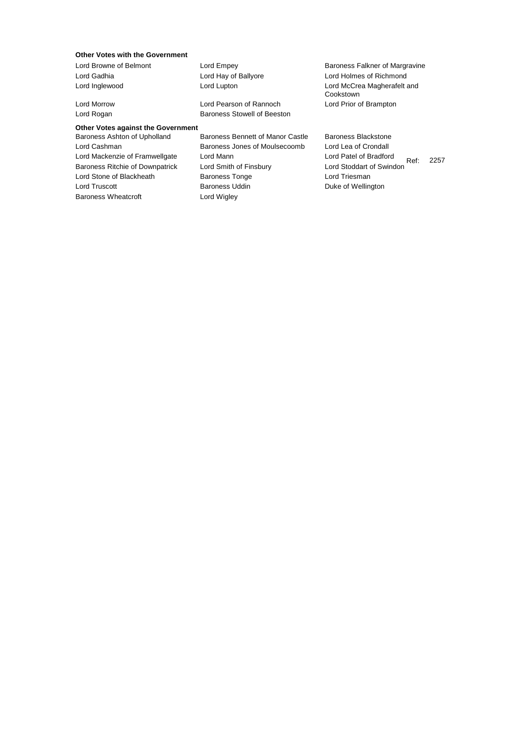**Other Votes with the Government**

| | | |
|---|---|---|
| Lord Browne of Belmont | Lord Empey | Baroness Falkner of Margravine |
| Lord Gadhia | Lord Hay of Ballyore | Lord Holmes of Richmond |
| Lord Inglewood | Lord Lupton | Lord McCrea Magherafelt and Cookstown |
| Lord Morrow | Lord Pearson of Rannoch | Lord Prior of Brampton |
| Lord Rogan | Baroness Stowell of Beeston | |

**Other Votes against the Government**

| | | |
|---|---|---|
| Baroness Ashton of Upholland | Baroness Bennett of Manor Castle | Baroness Blackstone |
| Lord Cashman | Baroness Jones of Moulsecoomb | Lord Lea of Crondall |
| Lord Mackenzie of Framwellgate | Lord Mann | Lord Patel of Bradford |
| Baroness Ritchie of Downpatrick | Lord Smith of Finsbury | Lord Stoddart of Swindon |
| Lord Stone of Blackheath | Baroness Tonge | Lord Triesman |
| Lord Truscott | Baroness Uddin | Duke of Wellington |
| Baroness Wheatcroft | Lord Wigley | |

Ref: 2257